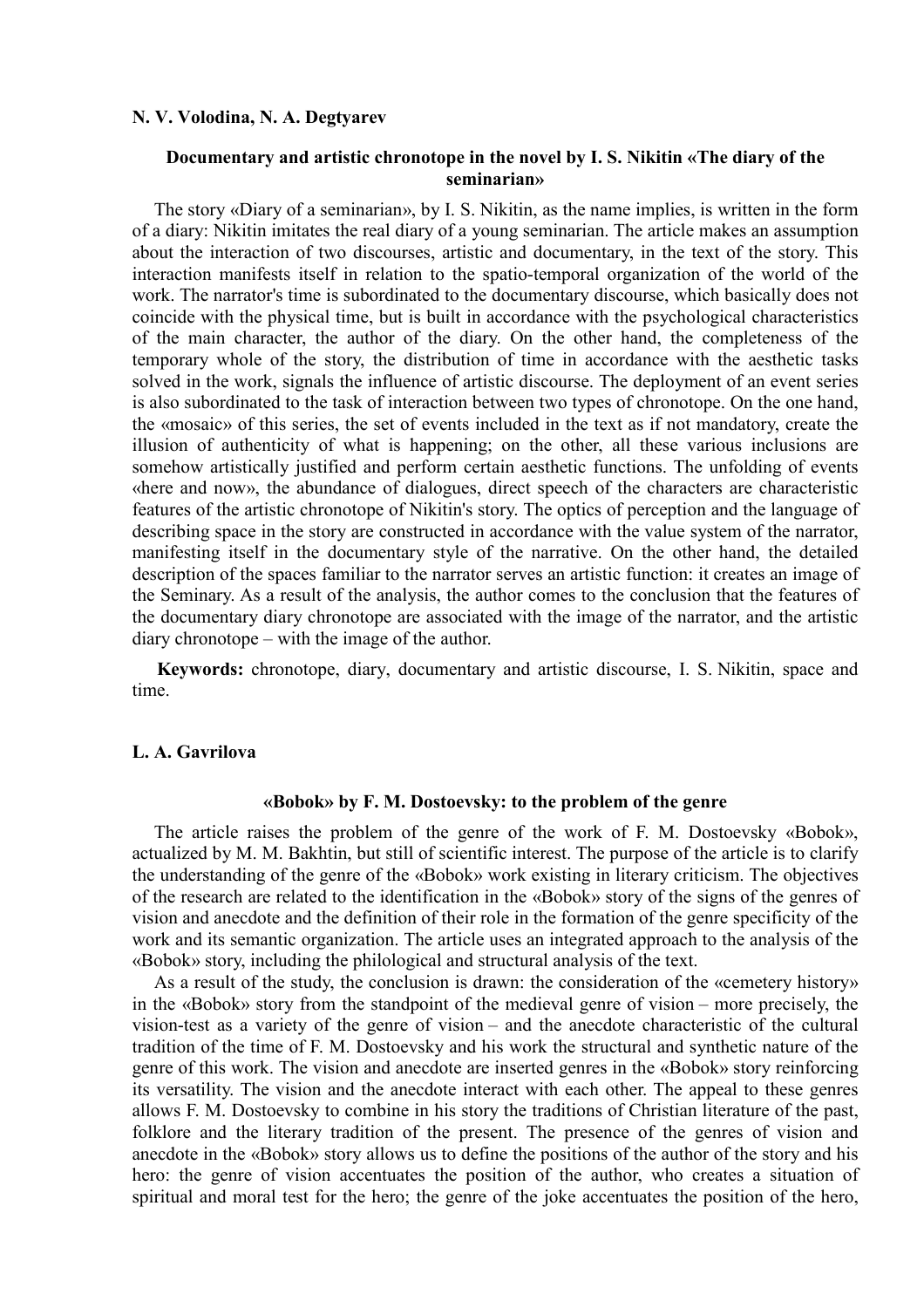**N. V. Volodina, N. A. Degtyarev**

### Documentary and artistic chronotope in the novel by I. S. Nikitin «The diary of the seminarian»

The story «Diary of a seminarian», by I. S. Nikitin, as the name implies, is written in the form of a diary: Nikitin imitates the real diary of a young seminarian. The article makes an assumption about the interaction of two discourses, artistic and documentary, in the text of the story. This interaction manifests itself in relation to the spatio-temporal organization of the world of the work. The narrator's time is subordinated to the documentary discourse, which basically does not coincide with the physical time, but is built in accordance with the psychological characteristics of the main character, the author of the diary. On the other hand, the completeness of the temporary whole of the story, the distribution of time in accordance with the aesthetic tasks solved in the work, signals the influence of artistic discourse. The deployment of an event series is also subordinated to the task of interaction between two types of chronotope. On the one hand, the «mosaic» of this series, the set of events included in the text as if not mandatory, create the illusion of authenticity of what is happening; on the other, all these various inclusions are somehow artistically justified and perform certain aesthetic functions. The unfolding of events «here and now», the abundance of dialogues, direct speech of the characters are characteristic features of the artistic chronotope of Nikitin's story. The optics of perception and the language of describing space in the story are constructed in accordance with the value system of the narrator, manifesting itself in the documentary style of the narrative. On the other hand, the detailed description of the spaces familiar to the narrator serves an artistic function: it creates an image of the Seminary. As a result of the analysis, the author comes to the conclusion that the features of the documentary diary chronotope are associated with the image of the narrator, and the artistic diary chronotope – with the image of the author.

**Keywords:** chronotope, diary, documentary and artistic discourse, I. S. Nikitin, space and time.

**L. A. Gavrilova**

### «Bobok» by F. M. Dostoevsky: to the problem of the genre

The article raises the problem of the genre of the work of F. M. Dostoevsky «Bobok», actualized by M. M. Bakhtin, but still of scientific interest. The purpose of the article is to clarify the understanding of the genre of the «Bobok» work existing in literary criticism. The objectives of the research are related to the identification in the «Bobok» story of the signs of the genres of vision and anecdote and the definition of their role in the formation of the genre specificity of the work and its semantic organization. The article uses an integrated approach to the analysis of the «Bobok» story, including the philological and structural analysis of the text.

As a result of the study, the conclusion is drawn: the consideration of the «cemetery history» in the «Bobok» story from the standpoint of the medieval genre of vision – more precisely, the vision-test as a variety of the genre of vision – and the anecdote characteristic of the cultural tradition of the time of F. M. Dostoevsky and his work the structural and synthetic nature of the genre of this work. The vision and anecdote are inserted genres in the «Bobok» story reinforcing its versatility. The vision and the anecdote interact with each other. The appeal to these genres allows F. M. Dostoevsky to combine in his story the traditions of Christian literature of the past, folklore and the literary tradition of the present. The presence of the genres of vision and anecdote in the «Bobok» story allows us to define the positions of the author of the story and his hero: the genre of vision accentuates the position of the author, who creates a situation of spiritual and moral test for the hero; the genre of the joke accentuates the position of the hero,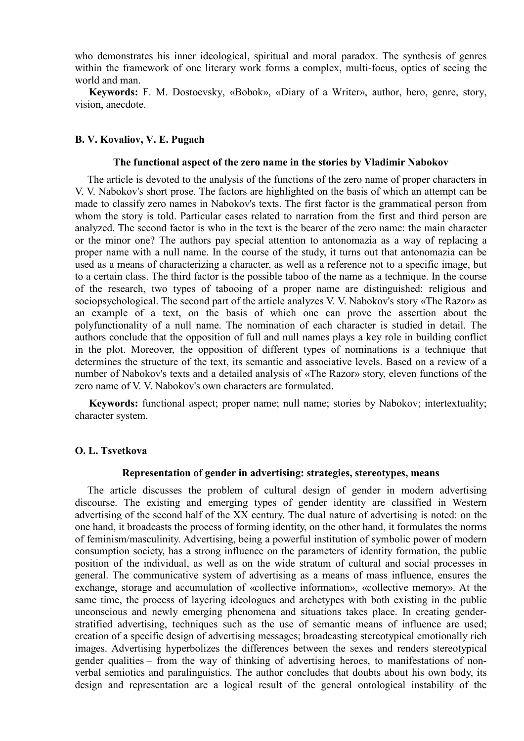who demonstrates his inner ideological, spiritual and moral paradox. The synthesis of genres within the framework of one literary work forms a complex, multi-focus, optics of seeing the world and man.

**Keywords:** F. M. Dostoevsky, «Bobok», «Diary of a Writer», author, hero, genre, story, vision, anecdote.

**B. V. Kovaliov, V. E. Pugach**

### The functional aspect of the zero name in the stories by Vladimir Nabokov

The article is devoted to the analysis of the functions of the zero name of proper characters in V. V. Nabokov's short prose. The factors are highlighted on the basis of which an attempt can be made to classify zero names in Nabokov's texts. The first factor is the grammatical person from whom the story is told. Particular cases related to narration from the first and third person are analyzed. The second factor is who in the text is the bearer of the zero name: the main character or the minor one? The authors pay special attention to antonomazia as a way of replacing a proper name with a null name. In the course of the study, it turns out that antonomazia can be used as a means of characterizing a character, as well as a reference not to a specific image, but to a certain class. The third factor is the possible taboo of the name as a technique. In the course of the research, two types of tabooing of a proper name are distinguished: religious and sociopsychological. The second part of the article analyzes V. V. Nabokov's story «The Razor» as an example of a text, on the basis of which one can prove the assertion about the polyfunctionality of a null name. The nomination of each character is studied in detail. The authors conclude that the opposition of full and null names plays a key role in building conflict in the plot. Moreover, the opposition of different types of nominations is a technique that determines the structure of the text, its semantic and associative levels. Based on a review of a number of Nabokov's texts and a detailed analysis of «The Razor» story, eleven functions of the zero name of V. V. Nabokov's own characters are formulated.

**Keywords:** functional aspect; proper name; null name; stories by Nabokov; intertextuality; character system.

**O. L. Tsvetkova**

### Representation of gender in advertising: strategies, stereotypes, means

The article discusses the problem of cultural design of gender in modern advertising discourse. The existing and emerging types of gender identity are classified in Western advertising of the second half of the XX century. The dual nature of advertising is noted: on the one hand, it broadcasts the process of forming identity, on the other hand, it formulates the norms of feminism/masculinity. Advertising, being a powerful institution of symbolic power of modern consumption society, has a strong influence on the parameters of identity formation, the public position of the individual, as well as on the wide stratum of cultural and social processes in general. The communicative system of advertising as a means of mass influence, ensures the exchange, storage and accumulation of «collective information», «collective memory». At the same time, the process of layering ideologues and archetypes with both existing in the public unconscious and newly emerging phenomena and situations takes place. In creating gender-stratified advertising, techniques such as the use of semantic means of influence are used; creation of a specific design of advertising messages; broadcasting stereotypical emotionally rich images. Advertising hyperbolizes the differences between the sexes and renders stereotypical gender qualities – from the way of thinking of advertising heroes, to manifestations of non-verbal semiotics and paralinguistics. The author concludes that doubts about his own body, its design and representation are a logical result of the general ontological instability of the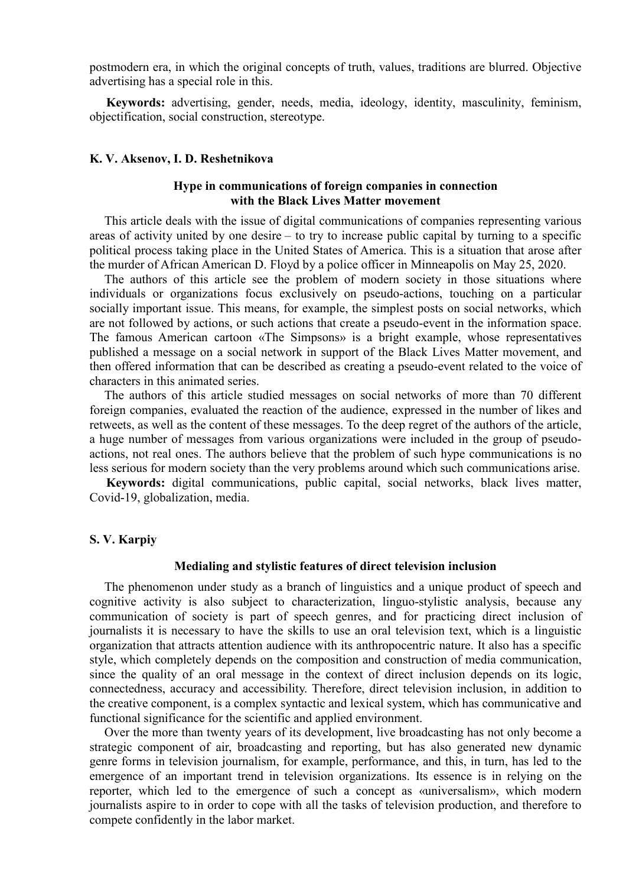postmodern era, in which the original concepts of truth, values, traditions are blurred. Objective advertising has a special role in this.

**Keywords:** advertising, gender, needs, media, ideology, identity, masculinity, feminism, objectification, social construction, stereotype.

**K. V. Aksenov, I. D. Reshetnikova**

### Hype in communications of foreign companies in connection with the Black Lives Matter movement

This article deals with the issue of digital communications of companies representing various areas of activity united by one desire – to try to increase public capital by turning to a specific political process taking place in the United States of America. This is a situation that arose after the murder of African American D. Floyd by a police officer in Minneapolis on May 25, 2020.

The authors of this article see the problem of modern society in those situations where individuals or organizations focus exclusively on pseudo-actions, touching on a particular socially important issue. This means, for example, the simplest posts on social networks, which are not followed by actions, or such actions that create a pseudo-event in the information space. The famous American cartoon «The Simpsons» is a bright example, whose representatives published a message on a social network in support of the Black Lives Matter movement, and then offered information that can be described as creating a pseudo-event related to the voice of characters in this animated series.

The authors of this article studied messages on social networks of more than 70 different foreign companies, evaluated the reaction of the audience, expressed in the number of likes and retweets, as well as the content of these messages. To the deep regret of the authors of the article, a huge number of messages from various organizations were included in the group of pseudo-actions, not real ones. The authors believe that the problem of such hype communications is no less serious for modern society than the very problems around which such communications arise.

**Keywords:** digital communications, public capital, social networks, black lives matter, Covid-19, globalization, media.

**S. V. Karpiy**

### Medialing and stylistic features of direct television inclusion

The phenomenon under study as a branch of linguistics and a unique product of speech and cognitive activity is also subject to characterization, linguo-stylistic analysis, because any communication of society is part of speech genres, and for practicing direct inclusion of journalists it is necessary to have the skills to use an oral television text, which is a linguistic organization that attracts attention audience with its anthropocentric nature. It also has a specific style, which completely depends on the composition and construction of media communication, since the quality of an oral message in the context of direct inclusion depends on its logic, connectedness, accuracy and accessibility. Therefore, direct television inclusion, in addition to the creative component, is a complex syntactic and lexical system, which has communicative and functional significance for the scientific and applied environment.

Over the more than twenty years of its development, live broadcasting has not only become a strategic component of air, broadcasting and reporting, but has also generated new dynamic genre forms in television journalism, for example, performance, and this, in turn, has led to the emergence of an important trend in television organizations. Its essence is in relying on the reporter, which led to the emergence of such a concept as «universalism», which modern journalists aspire to in order to cope with all the tasks of television production, and therefore to compete confidently in the labor market.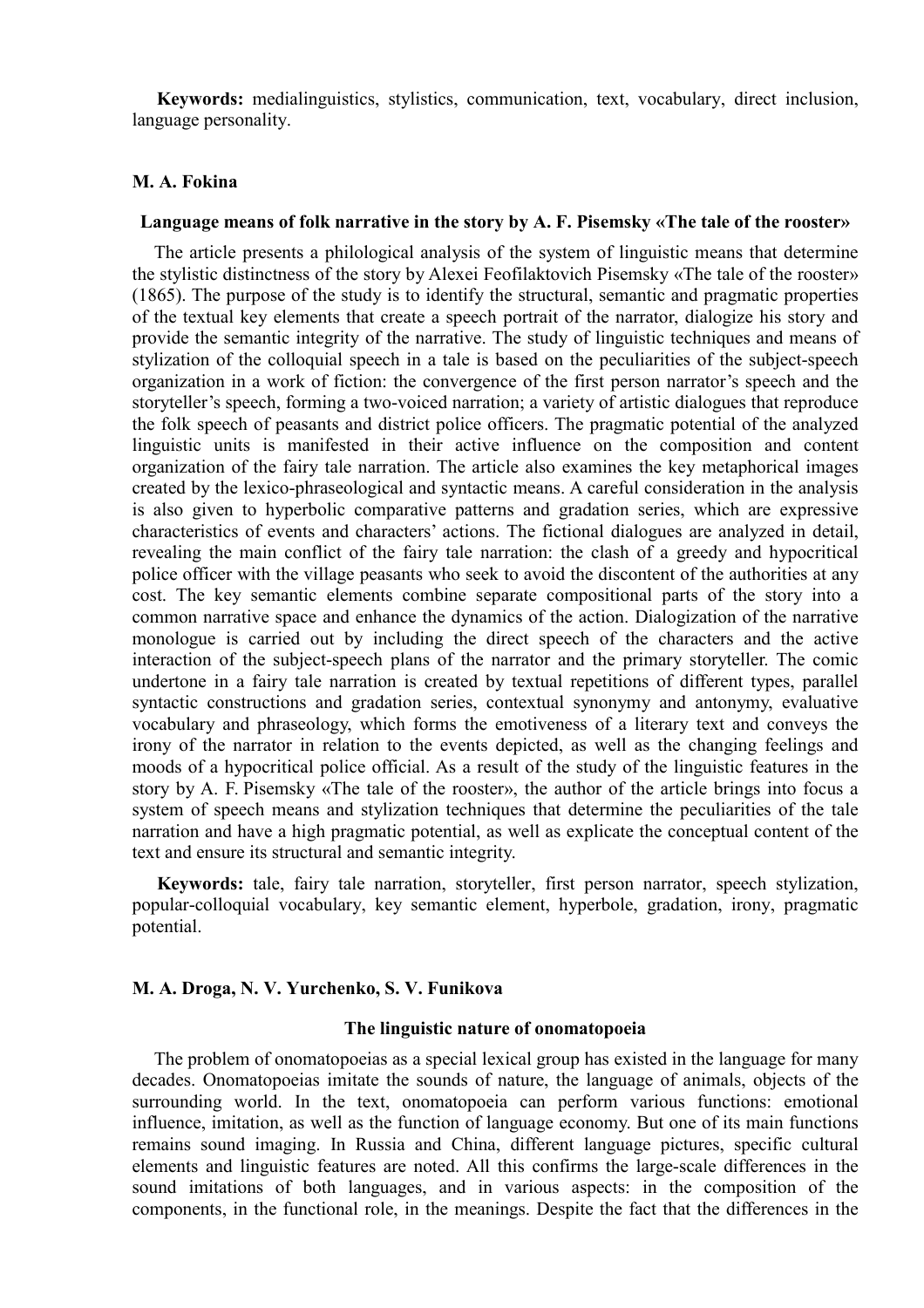**Keywords:** medialinguistics, stylistics, communication, text, vocabulary, direct inclusion, language personality.

**M. A. Fokina**

### Language means of folk narrative in the story by A. F. Pisemsky «The tale of the rooster»

The article presents a philological analysis of the system of linguistic means that determine the stylistic distinctness of the story by Alexei Feofilaktovich Pisemsky «The tale of the rooster» (1865). The purpose of the study is to identify the structural, semantic and pragmatic properties of the textual key elements that create a speech portrait of the narrator, dialogize his story and provide the semantic integrity of the narrative. The study of linguistic techniques and means of stylization of the colloquial speech in a tale is based on the peculiarities of the subject-speech organization in a work of fiction: the convergence of the first person narrator's speech and the storyteller's speech, forming a two-voiced narration; a variety of artistic dialogues that reproduce the folk speech of peasants and district police officers. The pragmatic potential of the analyzed linguistic units is manifested in their active influence on the composition and content organization of the fairy tale narration. The article also examines the key metaphorical images created by the lexico-phraseological and syntactic means. A careful consideration in the analysis is also given to hyperbolic comparative patterns and gradation series, which are expressive characteristics of events and characters' actions. The fictional dialogues are analyzed in detail, revealing the main conflict of the fairy tale narration: the clash of a greedy and hypocritical police officer with the village peasants who seek to avoid the discontent of the authorities at any cost. The key semantic elements combine separate compositional parts of the story into a common narrative space and enhance the dynamics of the action. Dialogization of the narrative monologue is carried out by including the direct speech of the characters and the active interaction of the subject-speech plans of the narrator and the primary storyteller. The comic undertone in a fairy tale narration is created by textual repetitions of different types, parallel syntactic constructions and gradation series, contextual synonymy and antonymy, evaluative vocabulary and phraseology, which forms the emotiveness of a literary text and conveys the irony of the narrator in relation to the events depicted, as well as the changing feelings and moods of a hypocritical police official. As a result of the study of the linguistic features in the story by A. F. Pisemsky «The tale of the rooster», the author of the article brings into focus a system of speech means and stylization techniques that determine the peculiarities of the tale narration and have a high pragmatic potential, as well as explicate the conceptual content of the text and ensure its structural and semantic integrity.

**Keywords:** tale, fairy tale narration, storyteller, first person narrator, speech stylization, popular-colloquial vocabulary, key semantic element, hyperbole, gradation, irony, pragmatic potential.

**M. A. Droga, N. V. Yurchenko, S. V. Funikova**

### The linguistic nature of onomatopoeia

The problem of onomatopoeias as a special lexical group has existed in the language for many decades. Onomatopoeias imitate the sounds of nature, the language of animals, objects of the surrounding world. In the text, onomatopoeia can perform various functions: emotional influence, imitation, as well as the function of language economy. But one of its main functions remains sound imaging. In Russia and China, different language pictures, specific cultural elements and linguistic features are noted. All this confirms the large-scale differences in the sound imitations of both languages, and in various aspects: in the composition of the components, in the functional role, in the meanings. Despite the fact that the differences in the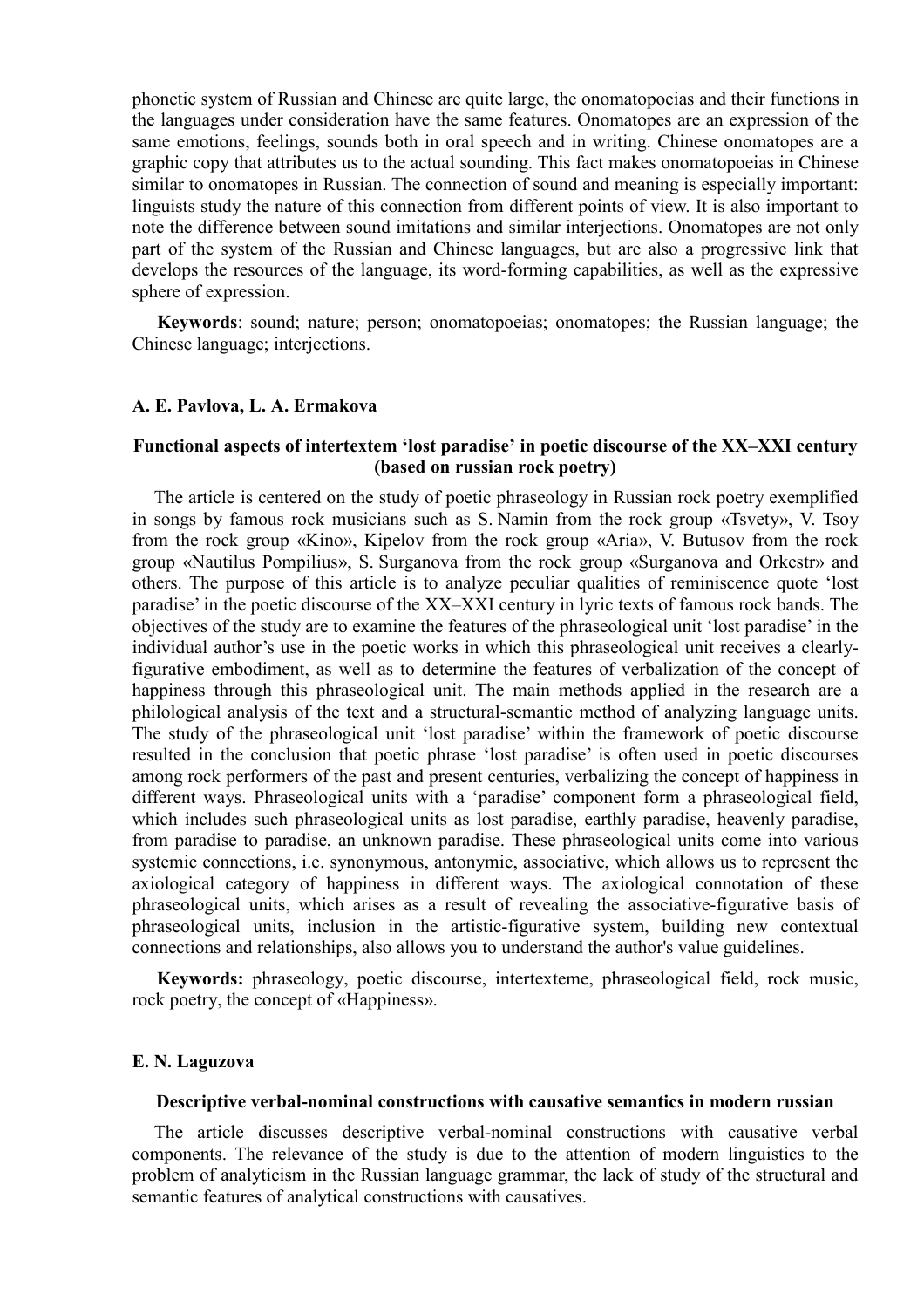phonetic system of Russian and Chinese are quite large, the onomatopoeias and their functions in the languages under consideration have the same features. Onomatopes are an expression of the same emotions, feelings, sounds both in oral speech and in writing. Chinese onomatopes are a graphic copy that attributes us to the actual sounding. This fact makes onomatopoeias in Chinese similar to onomatopes in Russian. The connection of sound and meaning is especially important: linguists study the nature of this connection from different points of view. It is also important to note the difference between sound imitations and similar interjections. Onomatopes are not only part of the system of the Russian and Chinese languages, but are also a progressive link that develops the resources of the language, its word-forming capabilities, as well as the expressive sphere of expression.

**Keywords**: sound; nature; person; onomatopoeias; onomatopes; the Russian language; the Chinese language; interjections.

**A. E. Pavlova, L. A. Ermakova**

### Functional aspects of intertextem 'lost paradise' in poetic discourse of the XX–XXI century (based on russian rock poetry)

The article is centered on the study of poetic phraseology in Russian rock poetry exemplified in songs by famous rock musicians such as S. Namin from the rock group «Tsvety», V. Tsoy from the rock group «Kino», Kipelov from the rock group «Aria», V. Butusov from the rock group «Nautilus Pompilius», S. Surganova from the rock group «Surganova and Orkestr» and others. The purpose of this article is to analyze peculiar qualities of reminiscence quote 'lost paradise' in the poetic discourse of the XX–XXI century in lyric texts of famous rock bands. The objectives of the study are to examine the features of the phraseological unit 'lost paradise' in the individual author's use in the poetic works in which this phraseological unit receives a clearly-figurative embodiment, as well as to determine the features of verbalization of the concept of happiness through this phraseological unit. The main methods applied in the research are a philological analysis of the text and a structural-semantic method of analyzing language units. The study of the phraseological unit 'lost paradise' within the framework of poetic discourse resulted in the conclusion that poetic phrase 'lost paradise' is often used in poetic discourses among rock performers of the past and present centuries, verbalizing the concept of happiness in different ways. Phraseological units with a 'paradise' component form a phraseological field, which includes such phraseological units as lost paradise, earthly paradise, heavenly paradise, from paradise to paradise, an unknown paradise. These phraseological units come into various systemic connections, i.e. synonymous, antonymic, associative, which allows us to represent the axiological category of happiness in different ways. The axiological connotation of these phraseological units, which arises as a result of revealing the associative-figurative basis of phraseological units, inclusion in the artistic-figurative system, building new contextual connections and relationships, also allows you to understand the author's value guidelines.

**Keywords:** phraseology, poetic discourse, intertexteme, phraseological field, rock music, rock poetry, the concept of «Happiness».

**E. N. Laguzova**

### Descriptive verbal-nominal constructions with causative semantics in modern russian

The article discusses descriptive verbal-nominal constructions with causative verbal components. The relevance of the study is due to the attention of modern linguistics to the problem of analyticism in the Russian language grammar, the lack of study of the structural and semantic features of analytical constructions with causatives.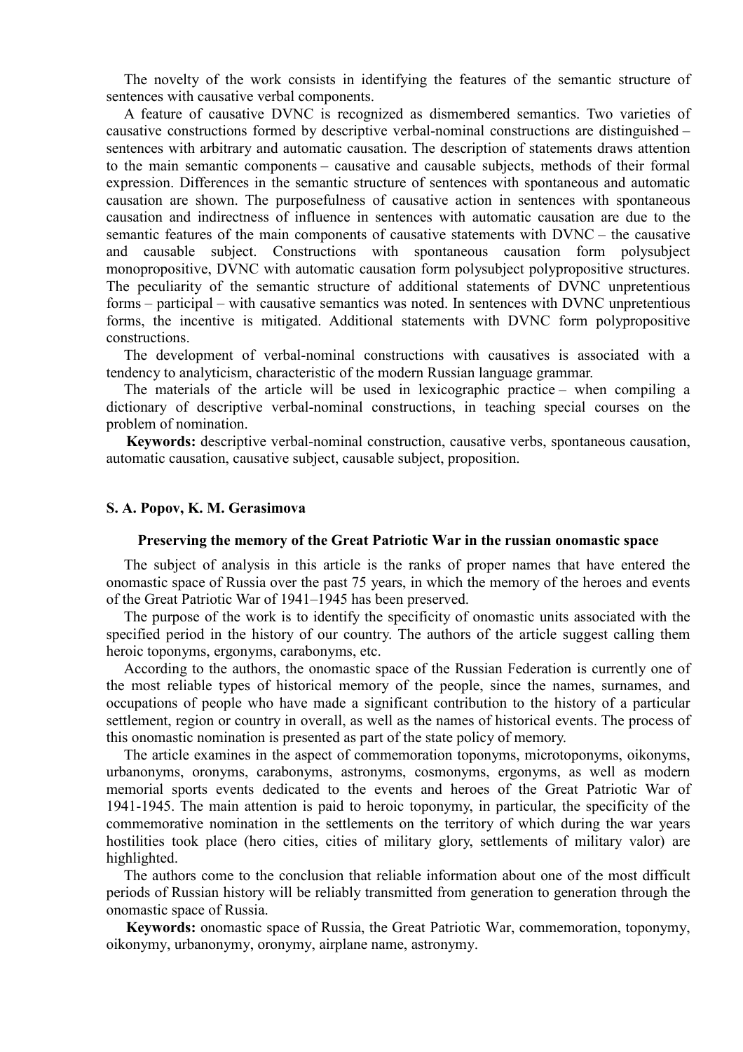The novelty of the work consists in identifying the features of the semantic structure of sentences with causative verbal components.

A feature of causative DVNC is recognized as dismembered semantics. Two varieties of causative constructions formed by descriptive verbal-nominal constructions are distinguished – sentences with arbitrary and automatic causation. The description of statements draws attention to the main semantic components – causative and causable subjects, methods of their formal expression. Differences in the semantic structure of sentences with spontaneous and automatic causation are shown. The purposefulness of causative action in sentences with spontaneous causation and indirectness of influence in sentences with automatic causation are due to the semantic features of the main components of causative statements with DVNC – the causative and causable subject. Constructions with spontaneous causation form polysubject monopropositive, DVNC with automatic causation form polysubject polypropositive structures. The peculiarity of the semantic structure of additional statements of DVNC unpretentious forms – participal – with causative semantics was noted. In sentences with DVNC unpretentious forms, the incentive is mitigated. Additional statements with DVNC form polypropositive constructions.

The development of verbal-nominal constructions with causatives is associated with a tendency to analyticism, characteristic of the modern Russian language grammar.

The materials of the article will be used in lexicographic practice – when compiling a dictionary of descriptive verbal-nominal constructions, in teaching special courses on the problem of nomination.

**Keywords:** descriptive verbal-nominal construction, causative verbs, spontaneous causation, automatic causation, causative subject, causable subject, proposition.

**S. A. Popov, K. M. Gerasimova**

### Preserving the memory of the Great Patriotic War in the russian onomastic space

The subject of analysis in this article is the ranks of proper names that have entered the onomastic space of Russia over the past 75 years, in which the memory of the heroes and events of the Great Patriotic War of 1941–1945 has been preserved.

The purpose of the work is to identify the specificity of onomastic units associated with the specified period in the history of our country. The authors of the article suggest calling them heroic toponyms, ergonyms, carabonyms, etc.

According to the authors, the onomastic space of the Russian Federation is currently one of the most reliable types of historical memory of the people, since the names, surnames, and occupations of people who have made a significant contribution to the history of a particular settlement, region or country in overall, as well as the names of historical events. The process of this onomastic nomination is presented as part of the state policy of memory.

The article examines in the aspect of commemoration toponyms, microtoponyms, oikonyms, urbanonyms, oronyms, carabonyms, astronyms, cosmonyms, ergonyms, as well as modern memorial sports events dedicated to the events and heroes of the Great Patriotic War of 1941-1945. The main attention is paid to heroic toponymy, in particular, the specificity of the commemorative nomination in the settlements on the territory of which during the war years hostilities took place (hero cities, cities of military glory, settlements of military valor) are highlighted.

The authors come to the conclusion that reliable information about one of the most difficult periods of Russian history will be reliably transmitted from generation to generation through the onomastic space of Russia.

**Keywords:** onomastic space of Russia, the Great Patriotic War, commemoration, toponymy, oikonymy, urbanonymy, oronymy, airplane name, astronymy.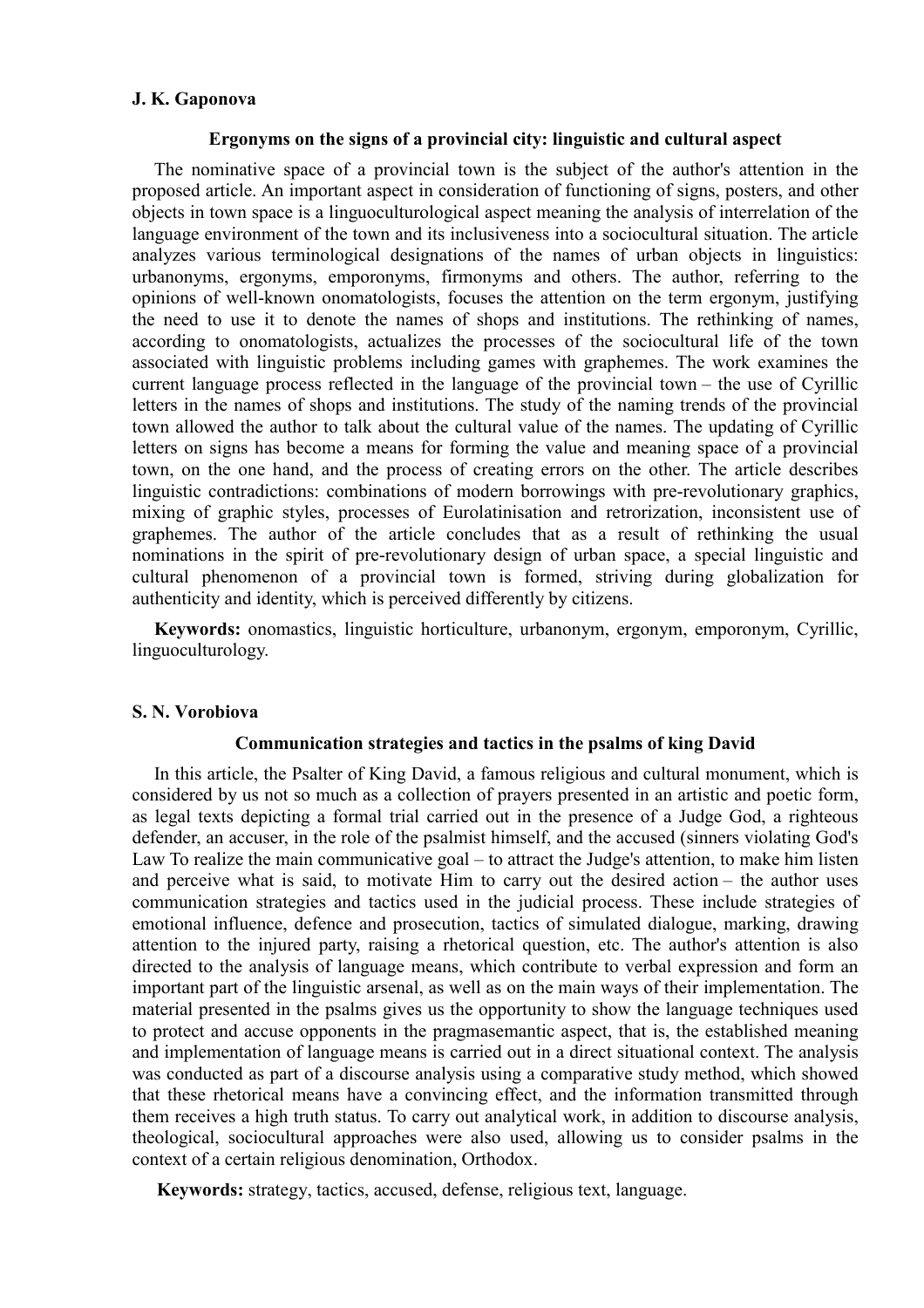**J. K. Gaponova**

### Ergonyms on the signs of a provincial city: linguistic and cultural aspect

The nominative space of a provincial town is the subject of the author's attention in the proposed article. An important aspect in consideration of functioning of signs, posters, and other objects in town space is a linguoculturological aspect meaning the analysis of interrelation of the language environment of the town and its inclusiveness into a sociocultural situation. The article analyzes various terminological designations of the names of urban objects in linguistics: urbanonyms, ergonyms, emporonyms, firmonyms and others. The author, referring to the opinions of well-known onomatologists, focuses the attention on the term ergonym, justifying the need to use it to denote the names of shops and institutions. The rethinking of names, according to onomatologists, actualizes the processes of the sociocultural life of the town associated with linguistic problems including games with graphemes. The work examines the current language process reflected in the language of the provincial town – the use of Cyrillic letters in the names of shops and institutions. The study of the naming trends of the provincial town allowed the author to talk about the cultural value of the names. The updating of Cyrillic letters on signs has become a means for forming the value and meaning space of a provincial town, on the one hand, and the process of creating errors on the other. The article describes linguistic contradictions: combinations of modern borrowings with pre-revolutionary graphics, mixing of graphic styles, processes of Eurolatinisation and retrorization, inconsistent use of graphemes. The author of the article concludes that as a result of rethinking the usual nominations in the spirit of pre-revolutionary design of urban space, a special linguistic and cultural phenomenon of a provincial town is formed, striving during globalization for authenticity and identity, which is perceived differently by citizens.

**Keywords:** onomastics, linguistic horticulture, urbanonym, ergonym, emporonym, Cyrillic, linguoculturology.

**S. N. Vorobiova**

### Communication strategies and tactics in the psalms of king David

In this article, the Psalter of King David, a famous religious and cultural monument, which is considered by us not so much as a collection of prayers presented in an artistic and poetic form, as legal texts depicting a formal trial carried out in the presence of a Judge God, a righteous defender, an accuser, in the role of the psalmist himself, and the accused (sinners violating God's Law To realize the main communicative goal – to attract the Judge's attention, to make him listen and perceive what is said, to motivate Him to carry out the desired action – the author uses communication strategies and tactics used in the judicial process. These include strategies of emotional influence, defence and prosecution, tactics of simulated dialogue, marking, drawing attention to the injured party, raising a rhetorical question, etc. The author's attention is also directed to the analysis of language means, which contribute to verbal expression and form an important part of the linguistic arsenal, as well as on the main ways of their implementation. The material presented in the psalms gives us the opportunity to show the language techniques used to protect and accuse opponents in the pragmasemantic aspect, that is, the established meaning and implementation of language means is carried out in a direct situational context. The analysis was conducted as part of a discourse analysis using a comparative study method, which showed that these rhetorical means have a convincing effect, and the information transmitted through them receives a high truth status. To carry out analytical work, in addition to discourse analysis, theological, sociocultural approaches were also used, allowing us to consider psalms in the context of a certain religious denomination, Orthodox.

**Keywords:** strategy, tactics, accused, defense, religious text, language.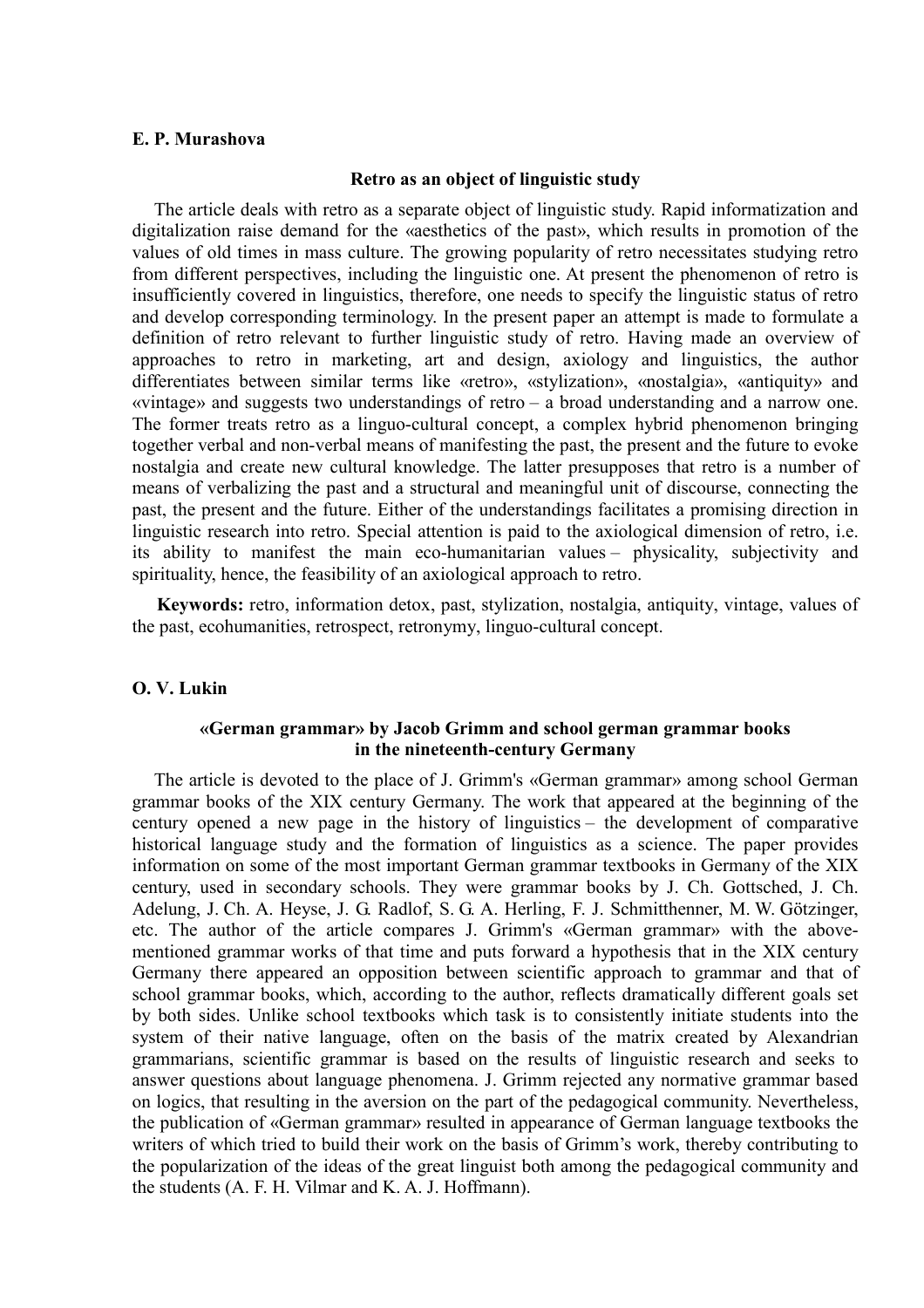**E. P. Murashova**

### Retro as an object of linguistic study

The article deals with retro as a separate object of linguistic study. Rapid informatization and digitalization raise demand for the «aesthetics of the past», which results in promotion of the values of old times in mass culture. The growing popularity of retro necessitates studying retro from different perspectives, including the linguistic one. At present the phenomenon of retro is insufficiently covered in linguistics, therefore, one needs to specify the linguistic status of retro and develop corresponding terminology. In the present paper an attempt is made to formulate a definition of retro relevant to further linguistic study of retro. Having made an overview of approaches to retro in marketing, art and design, axiology and linguistics, the author differentiates between similar terms like «retro», «stylization», «nostalgia», «antiquity» and «vintage» and suggests two understandings of retro – a broad understanding and a narrow one. The former treats retro as a linguo-cultural concept, a complex hybrid phenomenon bringing together verbal and non-verbal means of manifesting the past, the present and the future to evoke nostalgia and create new cultural knowledge. The latter presupposes that retro is a number of means of verbalizing the past and a structural and meaningful unit of discourse, connecting the past, the present and the future. Either of the understandings facilitates a promising direction in linguistic research into retro. Special attention is paid to the axiological dimension of retro, i.e. its ability to manifest the main eco-humanitarian values – physicality, subjectivity and spirituality, hence, the feasibility of an axiological approach to retro.

**Keywords:** retro, information detox, past, stylization, nostalgia, antiquity, vintage, values of the past, ecohumanities, retrospect, retronymy, linguo-cultural concept.

**O. V. Lukin**

### «German grammar» by Jacob Grimm and school german grammar books in the nineteenth-century Germany

The article is devoted to the place of J. Grimm's «German grammar» among school German grammar books of the XIX century Germany. The work that appeared at the beginning of the century opened a new page in the history of linguistics – the development of comparative historical language study and the formation of linguistics as a science. The paper provides information on some of the most important German grammar textbooks in Germany of the XIX century, used in secondary schools. They were grammar books by J. Ch. Gottsched, J. Ch. Adelung, J. Ch. A. Heyse, J. G. Radlof, S. G. A. Herling, F. J. Schmitthenner, M. W. Götzinger, etc. The author of the article compares J. Grimm's «German grammar» with the above-mentioned grammar works of that time and puts forward a hypothesis that in the XIX century Germany there appeared an opposition between scientific approach to grammar and that of school grammar books, which, according to the author, reflects dramatically different goals set by both sides. Unlike school textbooks which task is to consistently initiate students into the system of their native language, often on the basis of the matrix created by Alexandrian grammarians, scientific grammar is based on the results of linguistic research and seeks to answer questions about language phenomena. J. Grimm rejected any normative grammar based on logics, that resulting in the aversion on the part of the pedagogical community. Nevertheless, the publication of «German grammar» resulted in appearance of German language textbooks the writers of which tried to build their work on the basis of Grimm's work, thereby contributing to the popularization of the ideas of the great linguist both among the pedagogical community and the students (A. F. H. Vilmar and K. A. J. Hoffmann).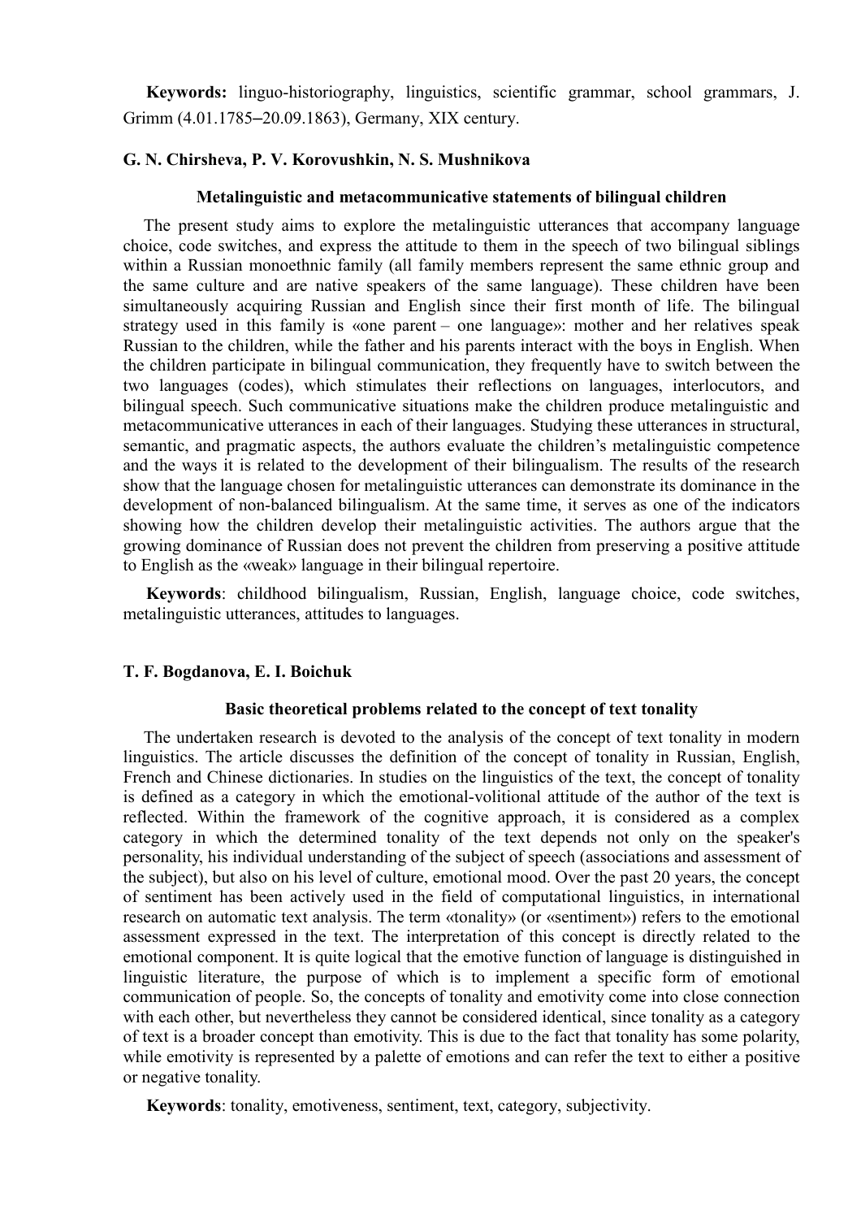**Keywords:** linguo-historiography, linguistics, scientific grammar, school grammars, J. Grimm (4.01.1785–20.09.1863), Germany, XIX century.

**G. N. Chirsheva, P. V. Korovushkin, N. S. Mushnikova**

### Metalinguistic and metacommunicative statements of bilingual children

The present study aims to explore the metalinguistic utterances that accompany language choice, code switches, and express the attitude to them in the speech of two bilingual siblings within a Russian monoethnic family (all family members represent the same ethnic group and the same culture and are native speakers of the same language). These children have been simultaneously acquiring Russian and English since their first month of life. The bilingual strategy used in this family is «one parent – one language»: mother and her relatives speak Russian to the children, while the father and his parents interact with the boys in English. When the children participate in bilingual communication, they frequently have to switch between the two languages (codes), which stimulates their reflections on languages, interlocutors, and bilingual speech. Such communicative situations make the children produce metalinguistic and metacommunicative utterances in each of their languages. Studying these utterances in structural, semantic, and pragmatic aspects, the authors evaluate the children's metalinguistic competence and the ways it is related to the development of their bilingualism. The results of the research show that the language chosen for metalinguistic utterances can demonstrate its dominance in the development of non-balanced bilingualism. At the same time, it serves as one of the indicators showing how the children develop their metalinguistic activities. The authors argue that the growing dominance of Russian does not prevent the children from preserving a positive attitude to English as the «weak» language in their bilingual repertoire.

**Keywords**: childhood bilingualism, Russian, English, language choice, code switches, metalinguistic utterances, attitudes to languages.

**T. F. Bogdanova, E. I. Boichuk**

### Basic theoretical problems related to the concept of text tonality

The undertaken research is devoted to the analysis of the concept of text tonality in modern linguistics. The article discusses the definition of the concept of tonality in Russian, English, French and Chinese dictionaries. In studies on the linguistics of the text, the concept of tonality is defined as a category in which the emotional-volitional attitude of the author of the text is reflected. Within the framework of the cognitive approach, it is considered as a complex category in which the determined tonality of the text depends not only on the speaker's personality, his individual understanding of the subject of speech (associations and assessment of the subject), but also on his level of culture, emotional mood. Over the past 20 years, the concept of sentiment has been actively used in the field of computational linguistics, in international research on automatic text analysis. The term «tonality» (or «sentiment») refers to the emotional assessment expressed in the text. The interpretation of this concept is directly related to the emotional component. It is quite logical that the emotive function of language is distinguished in linguistic literature, the purpose of which is to implement a specific form of emotional communication of people. So, the concepts of tonality and emotivity come into close connection with each other, but nevertheless they cannot be considered identical, since tonality as a category of text is a broader concept than emotivity. This is due to the fact that tonality has some polarity, while emotivity is represented by a palette of emotions and can refer the text to either a positive or negative tonality.

**Keywords**: tonality, emotiveness, sentiment, text, category, subjectivity.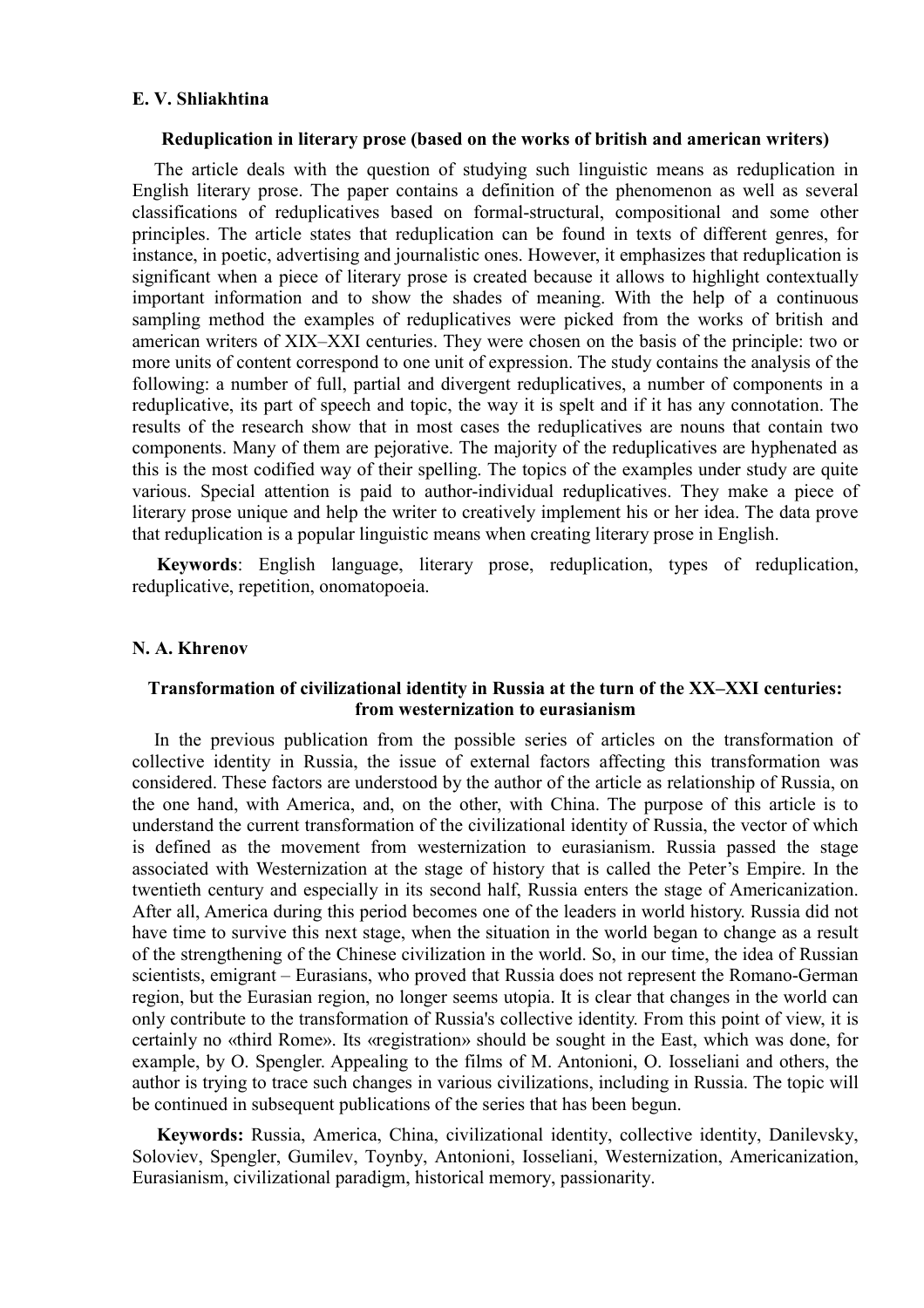**E. V. Shliakhtina**

**Reduplication in literary prose (based on the works of british and american writers)**

The article deals with the question of studying such linguistic means as reduplication in English literary prose. The paper contains a definition of the phenomenon as well as several classifications of reduplicatives based on formal-structural, compositional and some other principles. The article states that reduplication can be found in texts of different genres, for instance, in poetic, advertising and journalistic ones. However, it emphasizes that reduplication is significant when a piece of literary prose is created because it allows to highlight contextually important information and to show the shades of meaning. With the help of a continuous sampling method the examples of reduplicatives were picked from the works of british and american writers of XIX–XXI centuries. They were chosen on the basis of the principle: two or more units of content correspond to one unit of expression. The study contains the analysis of the following: a number of full, partial and divergent reduplicatives, a number of components in a reduplicative, its part of speech and topic, the way it is spelt and if it has any connotation. The results of the research show that in most cases the reduplicatives are nouns that contain two components. Many of them are pejorative. The majority of the reduplicatives are hyphenated as this is the most codified way of their spelling. The topics of the examples under study are quite various. Special attention is paid to author-individual reduplicatives. They make a piece of literary prose unique and help the writer to creatively implement his or her idea. The data prove that reduplication is a popular linguistic means when creating literary prose in English.

**Keywords**: English language, literary prose, reduplication, types of reduplication, reduplicative, repetition, onomatopoeia.

**N. A. Khrenov**

**Transformation of civilizational identity in Russia at the turn of the XX–XXI centuries: from westernization to eurasianism**

In the previous publication from the possible series of articles on the transformation of collective identity in Russia, the issue of external factors affecting this transformation was considered. These factors are understood by the author of the article as relationship of Russia, on the one hand, with America, and, on the other, with China. The purpose of this article is to understand the current transformation of the civilizational identity of Russia, the vector of which is defined as the movement from westernization to eurasianism. Russia passed the stage associated with Westernization at the stage of history that is called the Peter's Empire. In the twentieth century and especially in its second half, Russia enters the stage of Americanization. After all, America during this period becomes one of the leaders in world history. Russia did not have time to survive this next stage, when the situation in the world began to change as a result of the strengthening of the Chinese civilization in the world. So, in our time, the idea of Russian scientists, emigrant – Eurasians, who proved that Russia does not represent the Romano-German region, but the Eurasian region, no longer seems utopia. It is clear that changes in the world can only contribute to the transformation of Russia's collective identity. From this point of view, it is certainly no «third Rome». Its «registration» should be sought in the East, which was done, for example, by O. Spengler. Appealing to the films of M. Antonioni, O. Iosseliani and others, the author is trying to trace such changes in various civilizations, including in Russia. The topic will be continued in subsequent publications of the series that has been begun.

**Keywords:** Russia, America, China, civilizational identity, collective identity, Danilevsky, Soloviev, Spengler, Gumilev, Toynby, Antonioni, Iosseliani, Westernization, Americanization, Eurasianism, civilizational paradigm, historical memory, passionarity.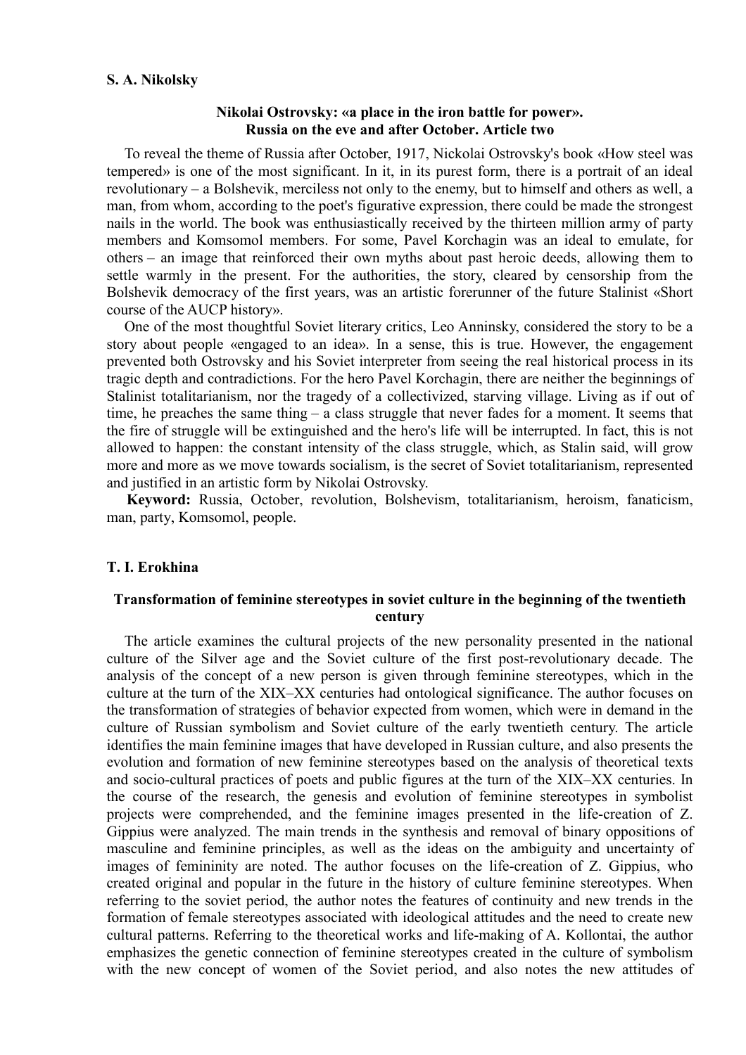**S. A. Nikolsky**

**Nikolai Ostrovsky: «a place in the iron battle for power». Russia on the eve and after October. Article two**

To reveal the theme of Russia after October, 1917, Nickolai Ostrovsky's book «How steel was tempered» is one of the most significant. In it, in its purest form, there is a portrait of an ideal revolutionary – a Bolshevik, merciless not only to the enemy, but to himself and others as well, a man, from whom, according to the poet's figurative expression, there could be made the strongest nails in the world. The book was enthusiastically received by the thirteen million army of party members and Komsomol members. For some, Pavel Korchagin was an ideal to emulate, for others – an image that reinforced their own myths about past heroic deeds, allowing them to settle warmly in the present. For the authorities, the story, cleared by censorship from the Bolshevik democracy of the first years, was an artistic forerunner of the future Stalinist «Short course of the AUCP history».

One of the most thoughtful Soviet literary critics, Leo Anninsky, considered the story to be a story about people «engaged to an idea». In a sense, this is true. However, the engagement prevented both Ostrovsky and his Soviet interpreter from seeing the real historical process in its tragic depth and contradictions. For the hero Pavel Korchagin, there are neither the beginnings of Stalinist totalitarianism, nor the tragedy of a collectivized, starving village. Living as if out of time, he preaches the same thing – a class struggle that never fades for a moment. It seems that the fire of struggle will be extinguished and the hero's life will be interrupted. In fact, this is not allowed to happen: the constant intensity of the class struggle, which, as Stalin said, will grow more and more as we move towards socialism, is the secret of Soviet totalitarianism, represented and justified in an artistic form by Nikolai Ostrovsky.

**Keyword:** Russia, October, revolution, Bolshevism, totalitarianism, heroism, fanaticism, man, party, Komsomol, people.

**T. I. Erokhina**

**Transformation of feminine stereotypes in soviet culture in the beginning of the twentieth century**

The article examines the cultural projects of the new personality presented in the national culture of the Silver age and the Soviet culture of the first post-revolutionary decade. The analysis of the concept of a new person is given through feminine stereotypes, which in the culture at the turn of the XIX–XX centuries had ontological significance. The author focuses on the transformation of strategies of behavior expected from women, which were in demand in the culture of Russian symbolism and Soviet culture of the early twentieth century. The article identifies the main feminine images that have developed in Russian culture, and also presents the evolution and formation of new feminine stereotypes based on the analysis of theoretical texts and socio-cultural practices of poets and public figures at the turn of the XIX–XX centuries. In the course of the research, the genesis and evolution of feminine stereotypes in symbolist projects were comprehended, and the feminine images presented in the life-creation of Z. Gippius were analyzed. The main trends in the synthesis and removal of binary oppositions of masculine and feminine principles, as well as the ideas on the ambiguity and uncertainty of images of femininity are noted. The author focuses on the life-creation of Z. Gippius, who created original and popular in the future in the history of culture feminine stereotypes. When referring to the soviet period, the author notes the features of continuity and new trends in the formation of female stereotypes associated with ideological attitudes and the need to create new cultural patterns. Referring to the theoretical works and life-making of A. Kollontai, the author emphasizes the genetic connection of feminine stereotypes created in the culture of symbolism with the new concept of women of the Soviet period, and also notes the new attitudes of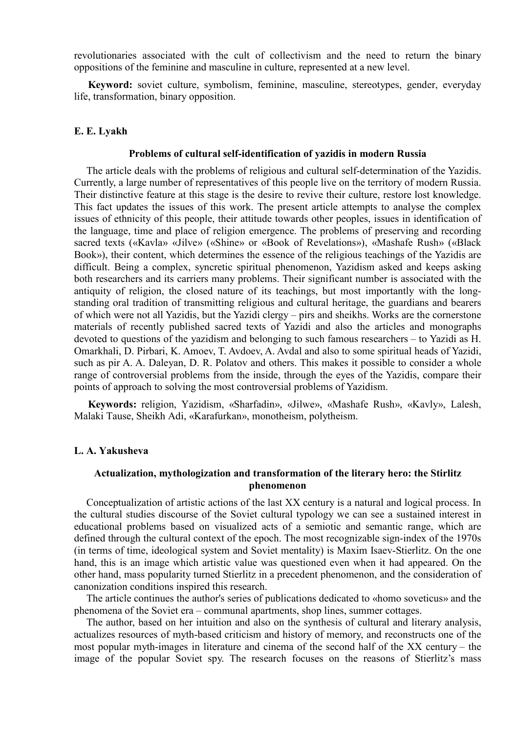revolutionaries associated with the cult of collectivism and the need to return the binary oppositions of the feminine and masculine in culture, represented at a new level.

**Keyword:** soviet culture, symbolism, feminine, masculine, stereotypes, gender, everyday life, transformation, binary opposition.

**E. E. Lyakh**

### Problems of cultural self-identification of yazidis in modern Russia

The article deals with the problems of religious and cultural self-determination of the Yazidis. Currently, a large number of representatives of this people live on the territory of modern Russia. Their distinctive feature at this stage is the desire to revive their culture, restore lost knowledge. This fact updates the issues of this work. The present article attempts to analyse the complex issues of ethnicity of this people, their attitude towards other peoples, issues in identification of the language, time and place of religion emergence. The problems of preserving and recording sacred texts («Kavla» «Jilve» («Shine» or «Book of Revelations»), «Mashafe Rush» («Black Book»), their content, which determines the essence of the religious teachings of the Yazidis are difficult. Being a complex, syncretic spiritual phenomenon, Yazidism asked and keeps asking both researchers and its carriers many problems. Their significant number is associated with the antiquity of religion, the closed nature of its teachings, but most importantly with the long-standing oral tradition of transmitting religious and cultural heritage, the guardians and bearers of which were not all Yazidis, but the Yazidi clergy – pirs and sheikhs. Works are the cornerstone materials of recently published sacred texts of Yazidi and also the articles and monographs devoted to questions of the yazidism and belonging to such famous researchers – to Yazidi as H. Omarkhali, D. Pirbari, K. Amoev, T. Avdoev, A. Avdal and also to some spiritual heads of Yazidi, such as pir A. A. Daleyan, D. R. Polatov and others. This makes it possible to consider a whole range of controversial problems from the inside, through the eyes of the Yazidis, compare their points of approach to solving the most controversial problems of Yazidism.

**Keywords:** religion, Yazidism, «Sharfadin», «Jilwe», «Mashafe Rush», «Kavly», Lalesh, Malaki Tause, Sheikh Adi, «Karafurkan», monotheism, polytheism.

**L. A. Yakusheva**

### Actualization, mythologization and transformation of the literary hero: the Stirlitz phenomenon

Conceptualization of artistic actions of the last XX century is a natural and logical process. In the cultural studies discourse of the Soviet cultural typology we can see a sustained interest in educational problems based on visualized acts of a semiotic and semantic range, which are defined through the cultural context of the epoch. The most recognizable sign-index of the 1970s (in terms of time, ideological system and Soviet mentality) is Maxim Isaev-Stierlitz. On the one hand, this is an image which artistic value was questioned even when it had appeared. On the other hand, mass popularity turned Stierlitz in a precedent phenomenon, and the consideration of canonization conditions inspired this research.

The article continues the author's series of publications dedicated to «homo soveticus» and the phenomena of the Soviet era – communal apartments, shop lines, summer cottages.

The author, based on her intuition and also on the synthesis of cultural and literary analysis, actualizes resources of myth-based criticism and history of memory, and reconstructs one of the most popular myth-images in literature and cinema of the second half of the XX century – the image of the popular Soviet spy. The research focuses on the reasons of Stierlitz's mass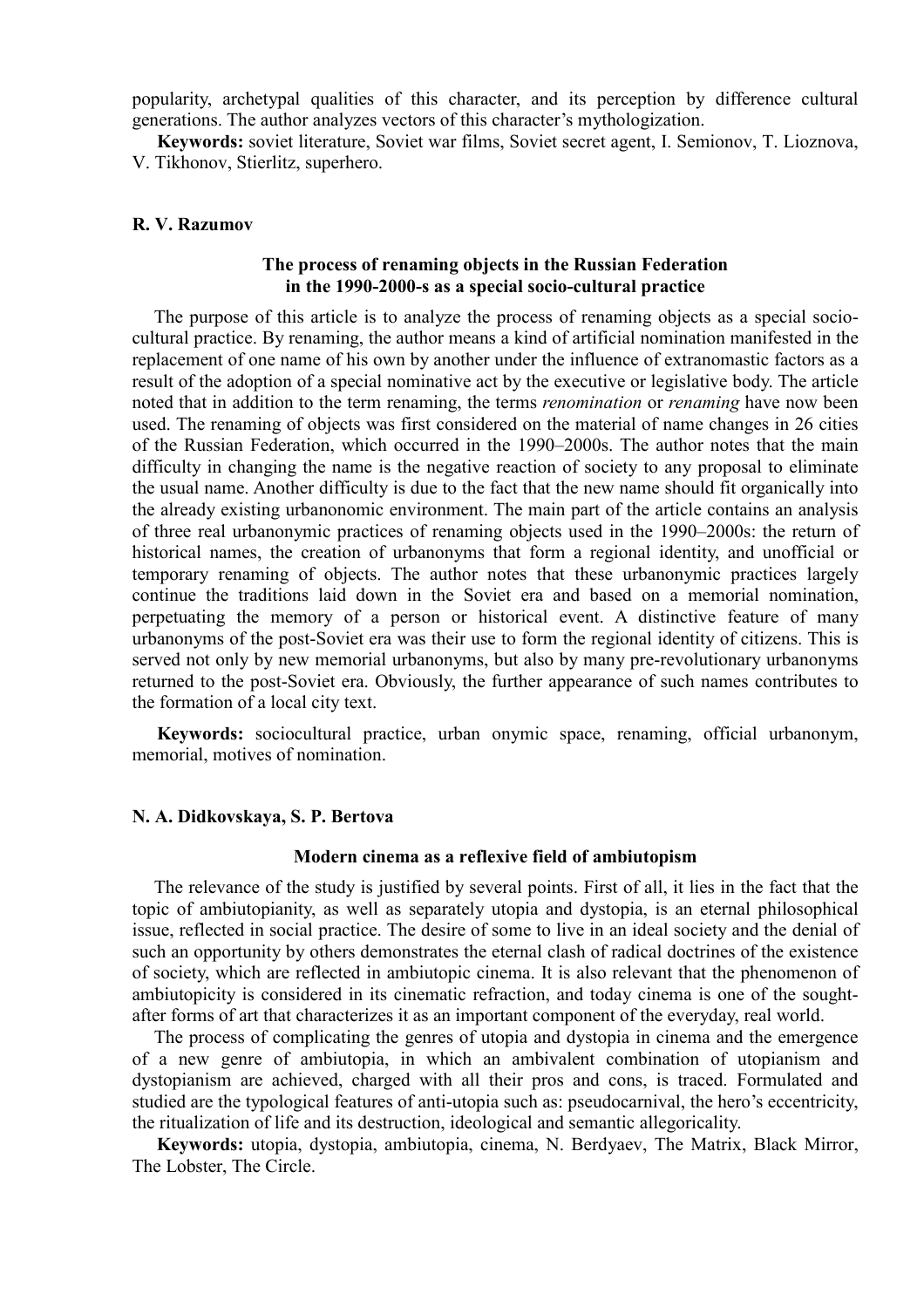popularity, archetypal qualities of this character, and its perception by difference cultural generations. The author analyzes vectors of this character's mythologization.

**Keywords:** soviet literature, Soviet war films, Soviet secret agent, I. Semionov, T. Lioznova, V. Tikhonov, Stierlitz, superhero.

**R. V. Razumov**

### The process of renaming objects in the Russian Federation in the 1990-2000-s as a special socio-cultural practice

The purpose of this article is to analyze the process of renaming objects as a special socio-cultural practice. By renaming, the author means a kind of artificial nomination manifested in the replacement of one name of his own by another under the influence of extranomastic factors as a result of the adoption of a special nominative act by the executive or legislative body. The article noted that in addition to the term renaming, the terms *renomination* or *renaming* have now been used. The renaming of objects was first considered on the material of name changes in 26 cities of the Russian Federation, which occurred in the 1990–2000s. The author notes that the main difficulty in changing the name is the negative reaction of society to any proposal to eliminate the usual name. Another difficulty is due to the fact that the new name should fit organically into the already existing urbanonomic environment. The main part of the article contains an analysis of three real urbanonymic practices of renaming objects used in the 1990–2000s: the return of historical names, the creation of urbanonyms that form a regional identity, and unofficial or temporary renaming of objects. The author notes that these urbanonymic practices largely continue the traditions laid down in the Soviet era and based on a memorial nomination, perpetuating the memory of a person or historical event. A distinctive feature of many urbanonyms of the post-Soviet era was their use to form the regional identity of citizens. This is served not only by new memorial urbanonyms, but also by many pre-revolutionary urbanonyms returned to the post-Soviet era. Obviously, the further appearance of such names contributes to the formation of a local city text.

**Keywords:** sociocultural practice, urban onymic space, renaming, official urbanonym, memorial, motives of nomination.

**N. A. Didkovskaya, S. P. Bertova**

### Modern cinema as a reflexive field of ambiutopism

The relevance of the study is justified by several points. First of all, it lies in the fact that the topic of ambiutopianity, as well as separately utopia and dystopia, is an eternal philosophical issue, reflected in social practice. The desire of some to live in an ideal society and the denial of such an opportunity by others demonstrates the eternal clash of radical doctrines of the existence of society, which are reflected in ambiutopic cinema. It is also relevant that the phenomenon of ambiutopicity is considered in its cinematic refraction, and today cinema is one of the sought-after forms of art that characterizes it as an important component of the everyday, real world.

The process of complicating the genres of utopia and dystopia in cinema and the emergence of a new genre of ambiutopia, in which an ambivalent combination of utopianism and dystopianism are achieved, charged with all their pros and cons, is traced. Formulated and studied are the typological features of anti-utopia such as: pseudocarnival, the hero's eccentricity, the ritualization of life and its destruction, ideological and semantic allegoricality.

**Keywords:** utopia, dystopia, ambiutopia, cinema, N. Berdyaev, The Matrix, Black Mirror, The Lobster, The Circle.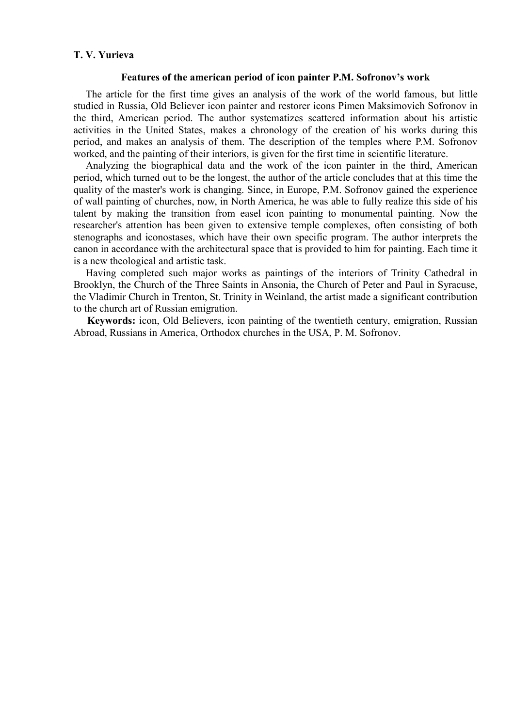**T. V. Yurieva**

### Features of the american period of icon painter P.M. Sofronov's work

The article for the first time gives an analysis of the work of the world famous, but little studied in Russia, Old Believer icon painter and restorer icons Pimen Maksimovich Sofronov in the third, American period. The author systematizes scattered information about his artistic activities in the United States, makes a chronology of the creation of his works during this period, and makes an analysis of them. The description of the temples where P.M. Sofronov worked, and the painting of their interiors, is given for the first time in scientific literature.

Analyzing the biographical data and the work of the icon painter in the third, American period, which turned out to be the longest, the author of the article concludes that at this time the quality of the master's work is changing. Since, in Europe, P.M. Sofronov gained the experience of wall painting of churches, now, in North America, he was able to fully realize this side of his talent by making the transition from easel icon painting to monumental painting. Now the researcher's attention has been given to extensive temple complexes, often consisting of both stenographs and iconostases, which have their own specific program. The author interprets the canon in accordance with the architectural space that is provided to him for painting. Each time it is a new theological and artistic task.

Having completed such major works as paintings of the interiors of Trinity Cathedral in Brooklyn, the Church of the Three Saints in Ansonia, the Church of Peter and Paul in Syracuse, the Vladimir Church in Trenton, St. Trinity in Weinland, the artist made a significant contribution to the church art of Russian emigration.

**Keywords:** icon, Old Believers, icon painting of the twentieth century, emigration, Russian Abroad, Russians in America, Orthodox churches in the USA, P. M. Sofronov.